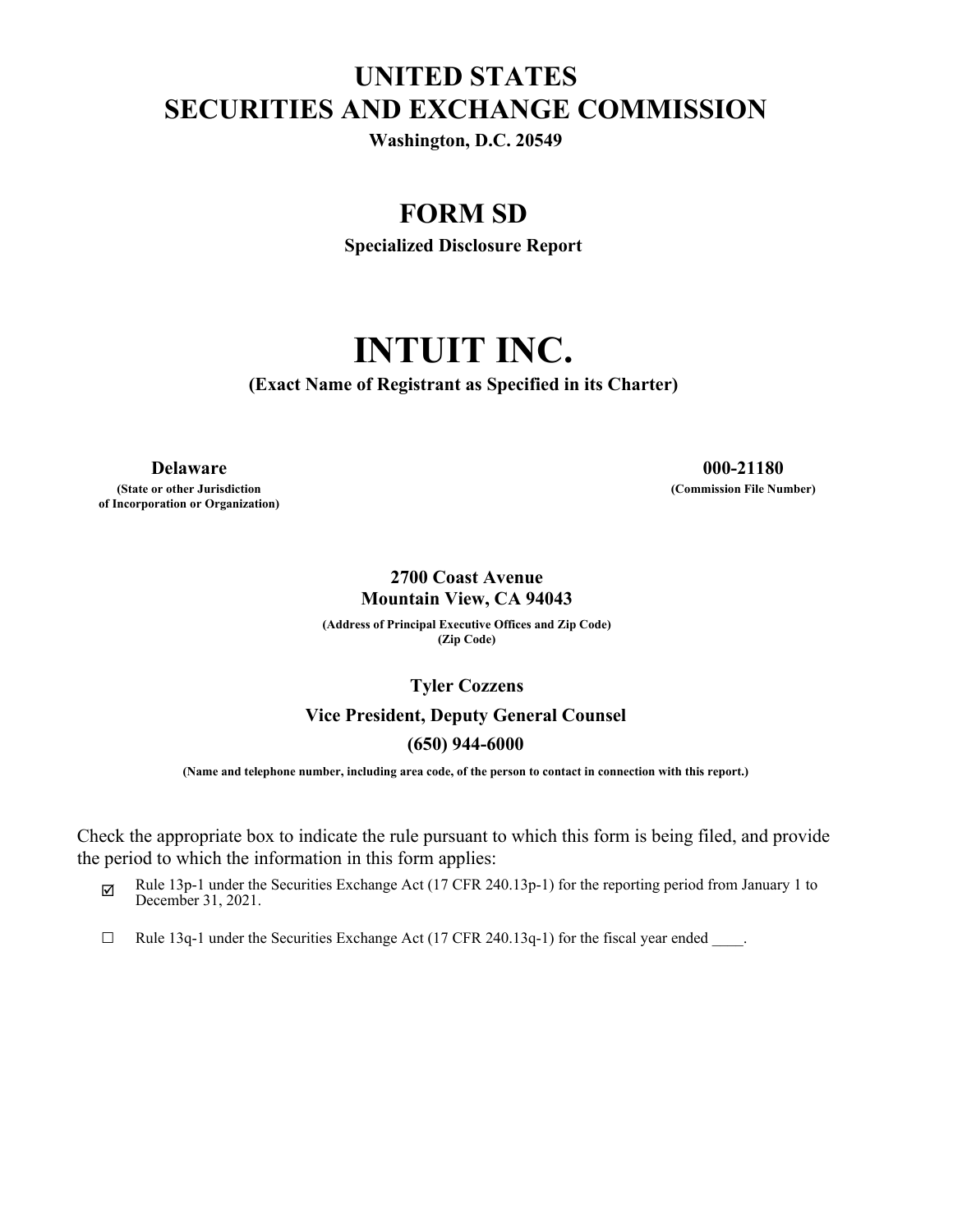# UNITED STATES
# SECURITIES AND EXCHANGE COMMISSION

**Washington, D.C. 20549**

## FORM SD

**Specialized Disclosure Report**

# INTUIT INC.

**(Exact Name of Registrant as Specified in its Charter)**

| **Delaware** | **000-21180** |
|---|---|
| **(State or other Jurisdiction of Incorporation or Organization)** | **(Commission File Number)** |

**2700 Coast Avenue**
**Mountain View, CA 94043**

**(Address of Principal Executive Offices and Zip Code)**
**(Zip Code)**

**Tyler Cozzens**

**Vice President, Deputy General Counsel**

**(650) 944-6000**

**(Name and telephone number, including area code, of the person to contact in connection with this report.)**

Check the appropriate box to indicate the rule pursuant to which this form is being filed, and provide the period to which the information in this form applies:

☑ Rule 13p-1 under the Securities Exchange Act (17 CFR 240.13p-1) for the reporting period from January 1 to December 31, 2021.

☐ Rule 13q-1 under the Securities Exchange Act (17 CFR 240.13q-1) for the fiscal year ended ____.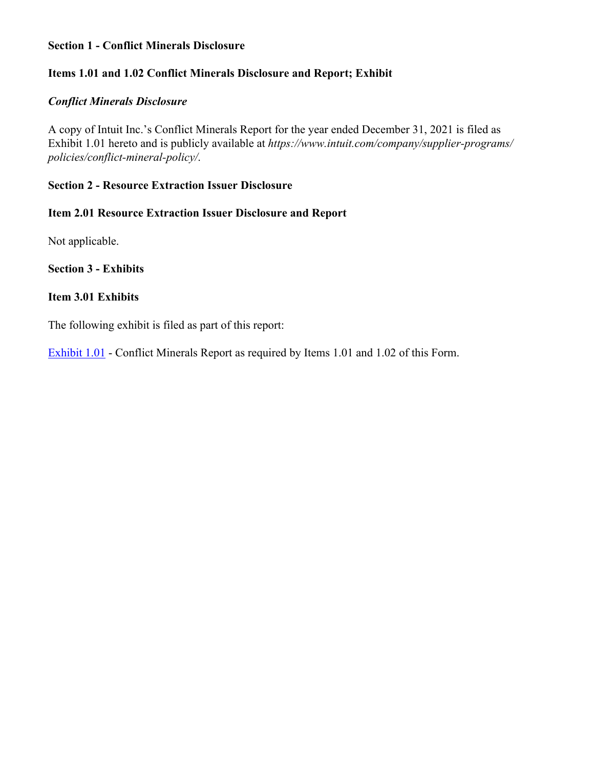**Section 1 - Conflict Minerals Disclosure**

**Items 1.01 and 1.02 Conflict Minerals Disclosure and Report; Exhibit**

***Conflict Minerals Disclosure***

A copy of Intuit Inc.'s Conflict Minerals Report for the year ended December 31, 2021 is filed as Exhibit 1.01 hereto and is publicly available at *https://www.intuit.com/company/supplier-programs/policies/conflict-mineral-policy/*.

**Section 2 - Resource Extraction Issuer Disclosure**

**Item 2.01 Resource Extraction Issuer Disclosure and Report**

Not applicable.

**Section 3 - Exhibits**

**Item 3.01 Exhibits**

The following exhibit is filed as part of this report:

Exhibit 1.01 - Conflict Minerals Report as required by Items 1.01 and 1.02 of this Form.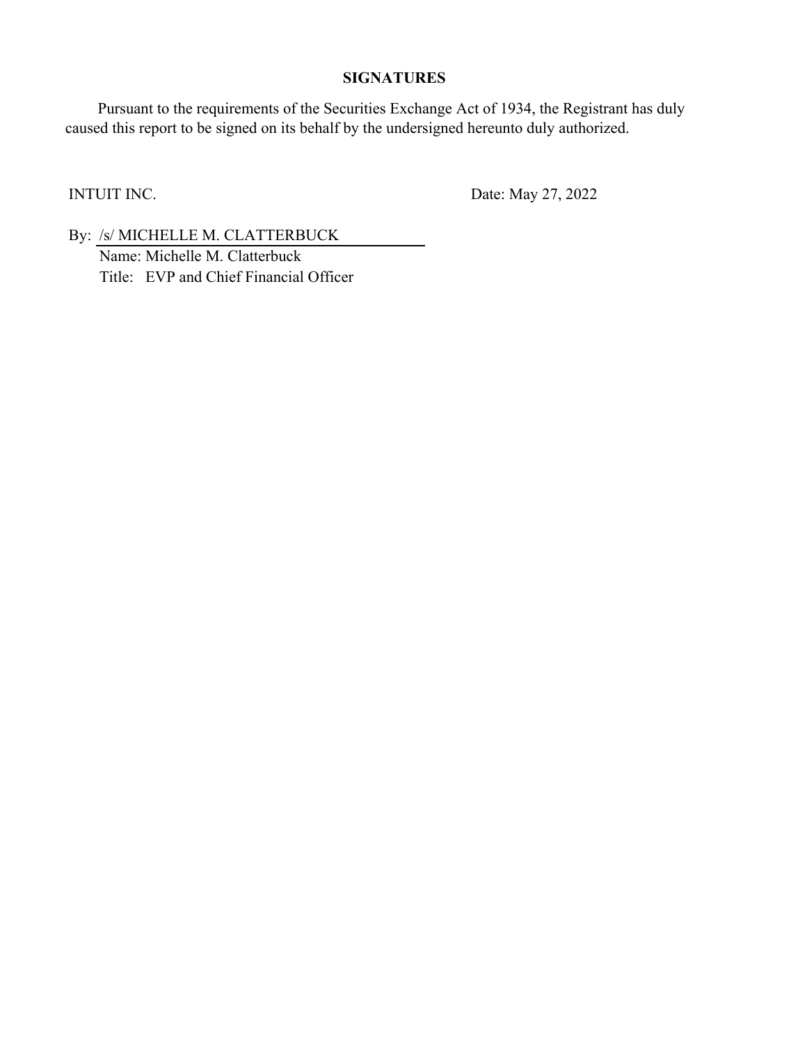## SIGNATURES

Pursuant to the requirements of the Securities Exchange Act of 1934, the Registrant has duly caused this report to be signed on its behalf by the undersigned hereunto duly authorized.

INTUIT INC. Date: May 27, 2022

By: /s/ MICHELLE M. CLATTERBUCK
Name: Michelle M. Clatterbuck
Title: EVP and Chief Financial Officer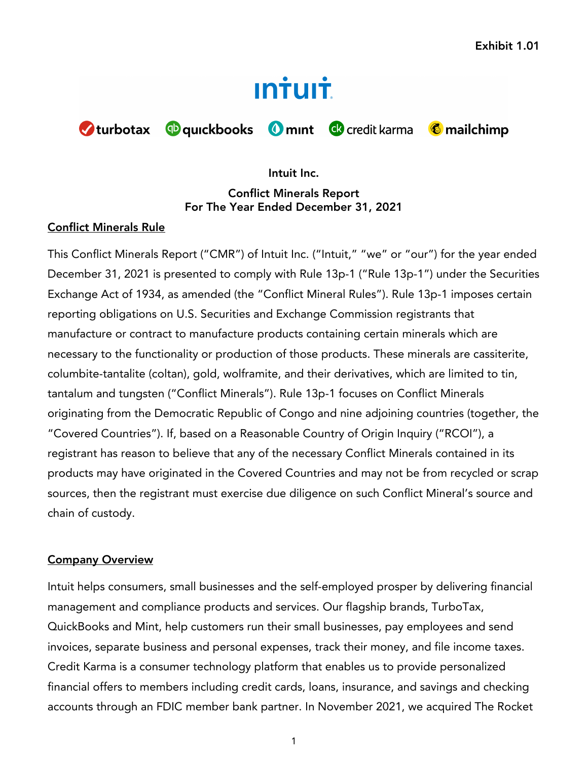Exhibit 1.01

**Intuit Inc.**

**Conflict Minerals Report**
**For The Year Ended December 31, 2021**

## Conflict Minerals Rule

This Conflict Minerals Report ("CMR") of Intuit Inc. ("Intuit," "we" or "our") for the year ended December 31, 2021 is presented to comply with Rule 13p-1 ("Rule 13p-1") under the Securities Exchange Act of 1934, as amended (the "Conflict Mineral Rules"). Rule 13p-1 imposes certain reporting obligations on U.S. Securities and Exchange Commission registrants that manufacture or contract to manufacture products containing certain minerals which are necessary to the functionality or production of those products. These minerals are cassiterite, columbite-tantalite (coltan), gold, wolframite, and their derivatives, which are limited to tin, tantalum and tungsten ("Conflict Minerals"). Rule 13p-1 focuses on Conflict Minerals originating from the Democratic Republic of Congo and nine adjoining countries (together, the "Covered Countries"). If, based on a Reasonable Country of Origin Inquiry ("RCOI"), a registrant has reason to believe that any of the necessary Conflict Minerals contained in its products may have originated in the Covered Countries and may not be from recycled or scrap sources, then the registrant must exercise due diligence on such Conflict Mineral's source and chain of custody.

## Company Overview

Intuit helps consumers, small businesses and the self-employed prosper by delivering financial management and compliance products and services. Our flagship brands, TurboTax, QuickBooks and Mint, help customers run their small businesses, pay employees and send invoices, separate business and personal expenses, track their money, and file income taxes. Credit Karma is a consumer technology platform that enables us to provide personalized financial offers to members including credit cards, loans, insurance, and savings and checking accounts through an FDIC member bank partner. In November 2021, we acquired The Rocket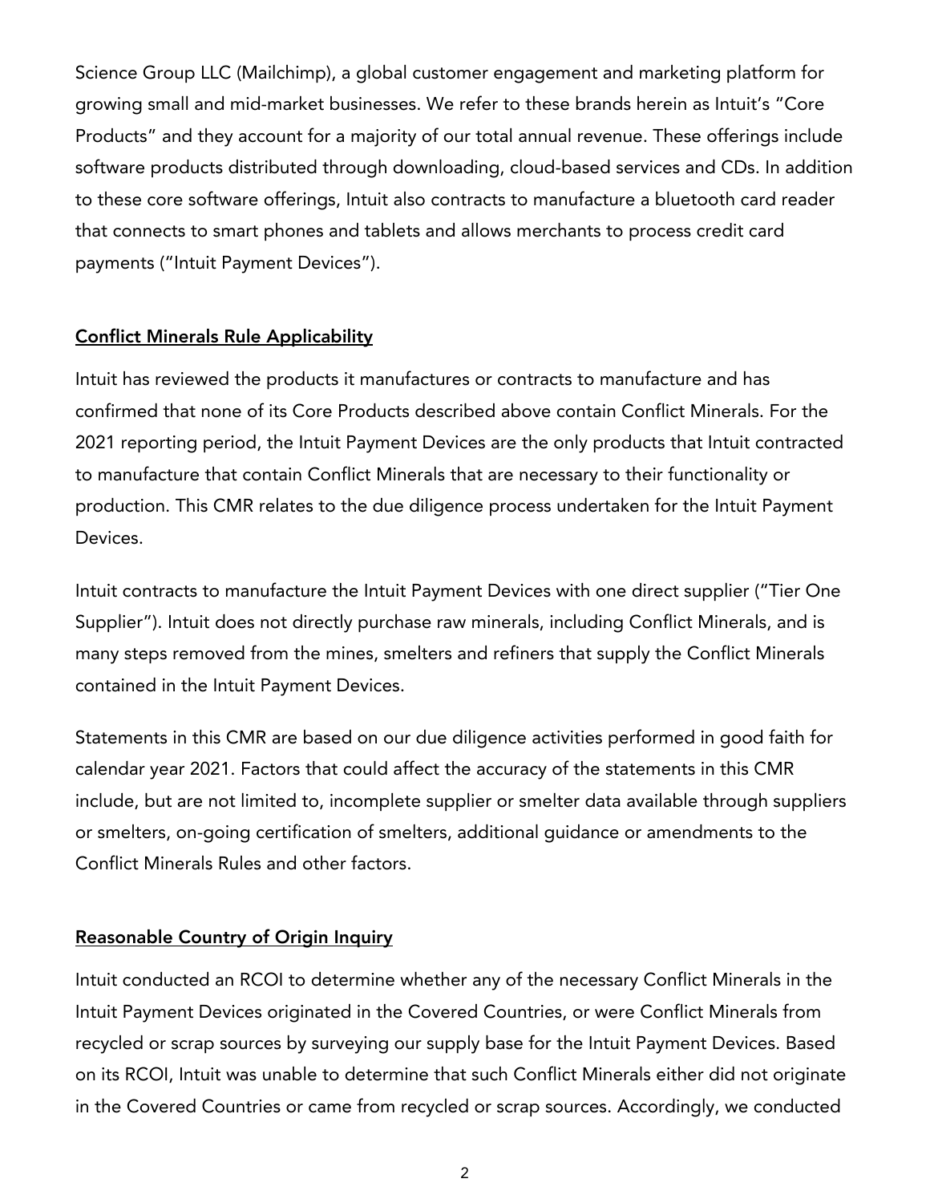Science Group LLC (Mailchimp), a global customer engagement and marketing platform for growing small and mid-market businesses. We refer to these brands herein as Intuit's "Core Products" and they account for a majority of our total annual revenue. These offerings include software products distributed through downloading, cloud-based services and CDs. In addition to these core software offerings, Intuit also contracts to manufacture a bluetooth card reader that connects to smart phones and tablets and allows merchants to process credit card payments ("Intuit Payment Devices").

## Conflict Minerals Rule Applicability

Intuit has reviewed the products it manufactures or contracts to manufacture and has confirmed that none of its Core Products described above contain Conflict Minerals. For the 2021 reporting period, the Intuit Payment Devices are the only products that Intuit contracted to manufacture that contain Conflict Minerals that are necessary to their functionality or production. This CMR relates to the due diligence process undertaken for the Intuit Payment Devices.

Intuit contracts to manufacture the Intuit Payment Devices with one direct supplier ("Tier One Supplier"). Intuit does not directly purchase raw minerals, including Conflict Minerals, and is many steps removed from the mines, smelters and refiners that supply the Conflict Minerals contained in the Intuit Payment Devices.

Statements in this CMR are based on our due diligence activities performed in good faith for calendar year 2021. Factors that could affect the accuracy of the statements in this CMR include, but are not limited to, incomplete supplier or smelter data available through suppliers or smelters, on-going certification of smelters, additional guidance or amendments to the Conflict Minerals Rules and other factors.

## Reasonable Country of Origin Inquiry

Intuit conducted an RCOI to determine whether any of the necessary Conflict Minerals in the Intuit Payment Devices originated in the Covered Countries, or were Conflict Minerals from recycled or scrap sources by surveying our supply base for the Intuit Payment Devices. Based on its RCOI, Intuit was unable to determine that such Conflict Minerals either did not originate in the Covered Countries or came from recycled or scrap sources. Accordingly, we conducted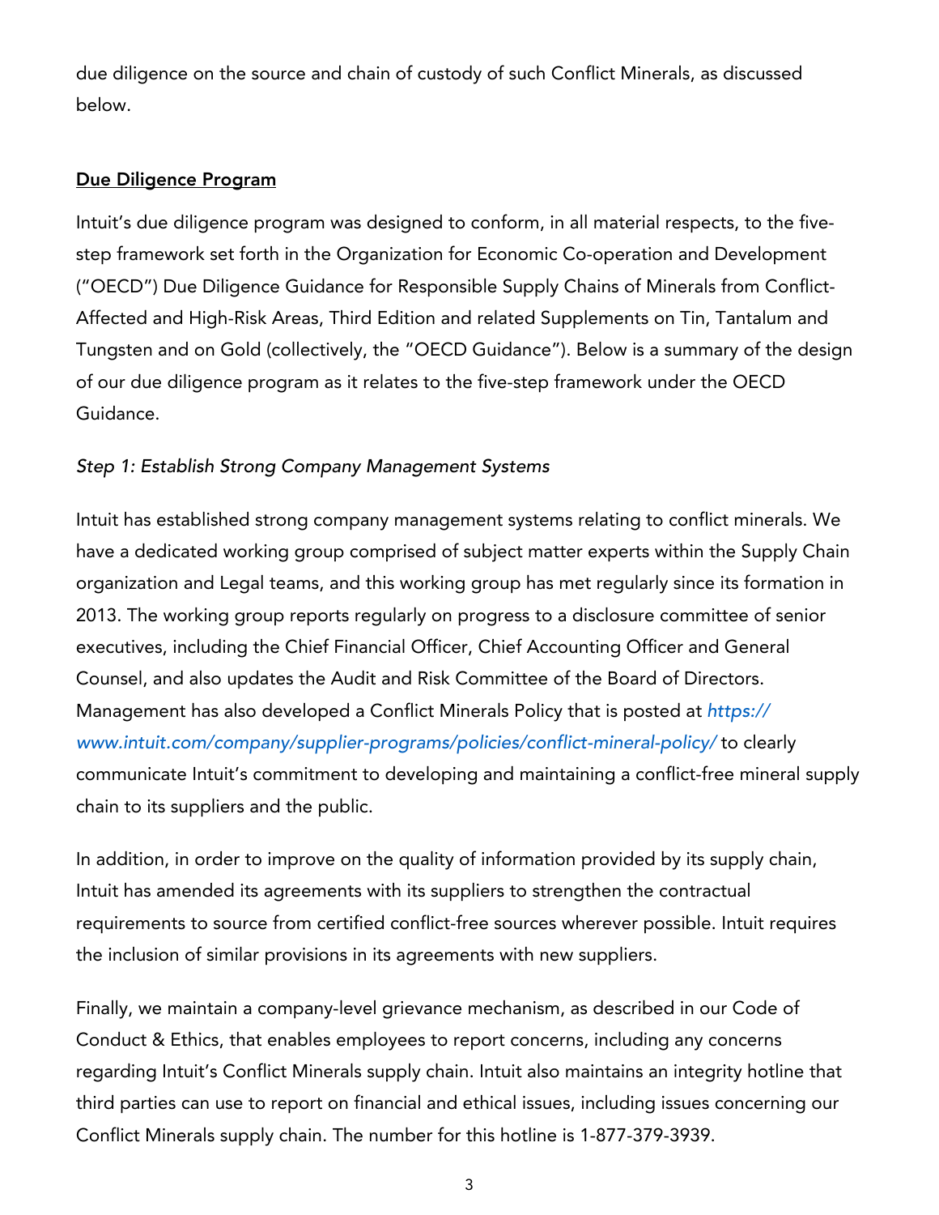due diligence on the source and chain of custody of such Conflict Minerals, as discussed below.

**Due Diligence Program**

Intuit's due diligence program was designed to conform, in all material respects, to the five-step framework set forth in the Organization for Economic Co-operation and Development ("OECD") Due Diligence Guidance for Responsible Supply Chains of Minerals from Conflict-Affected and High-Risk Areas, Third Edition and related Supplements on Tin, Tantalum and Tungsten and on Gold (collectively, the "OECD Guidance"). Below is a summary of the design of our due diligence program as it relates to the five-step framework under the OECD Guidance.

*Step 1: Establish Strong Company Management Systems*

Intuit has established strong company management systems relating to conflict minerals. We have a dedicated working group comprised of subject matter experts within the Supply Chain organization and Legal teams, and this working group has met regularly since its formation in 2013. The working group reports regularly on progress to a disclosure committee of senior executives, including the Chief Financial Officer, Chief Accounting Officer and General Counsel, and also updates the Audit and Risk Committee of the Board of Directors. Management has also developed a Conflict Minerals Policy that is posted at *https://www.intuit.com/company/supplier-programs/policies/conflict-mineral-policy/* to clearly communicate Intuit's commitment to developing and maintaining a conflict-free mineral supply chain to its suppliers and the public.

In addition, in order to improve on the quality of information provided by its supply chain, Intuit has amended its agreements with its suppliers to strengthen the contractual requirements to source from certified conflict-free sources wherever possible. Intuit requires the inclusion of similar provisions in its agreements with new suppliers.

Finally, we maintain a company-level grievance mechanism, as described in our Code of Conduct & Ethics, that enables employees to report concerns, including any concerns regarding Intuit's Conflict Minerals supply chain. Intuit also maintains an integrity hotline that third parties can use to report on financial and ethical issues, including issues concerning our Conflict Minerals supply chain. The number for this hotline is 1-877-379-3939.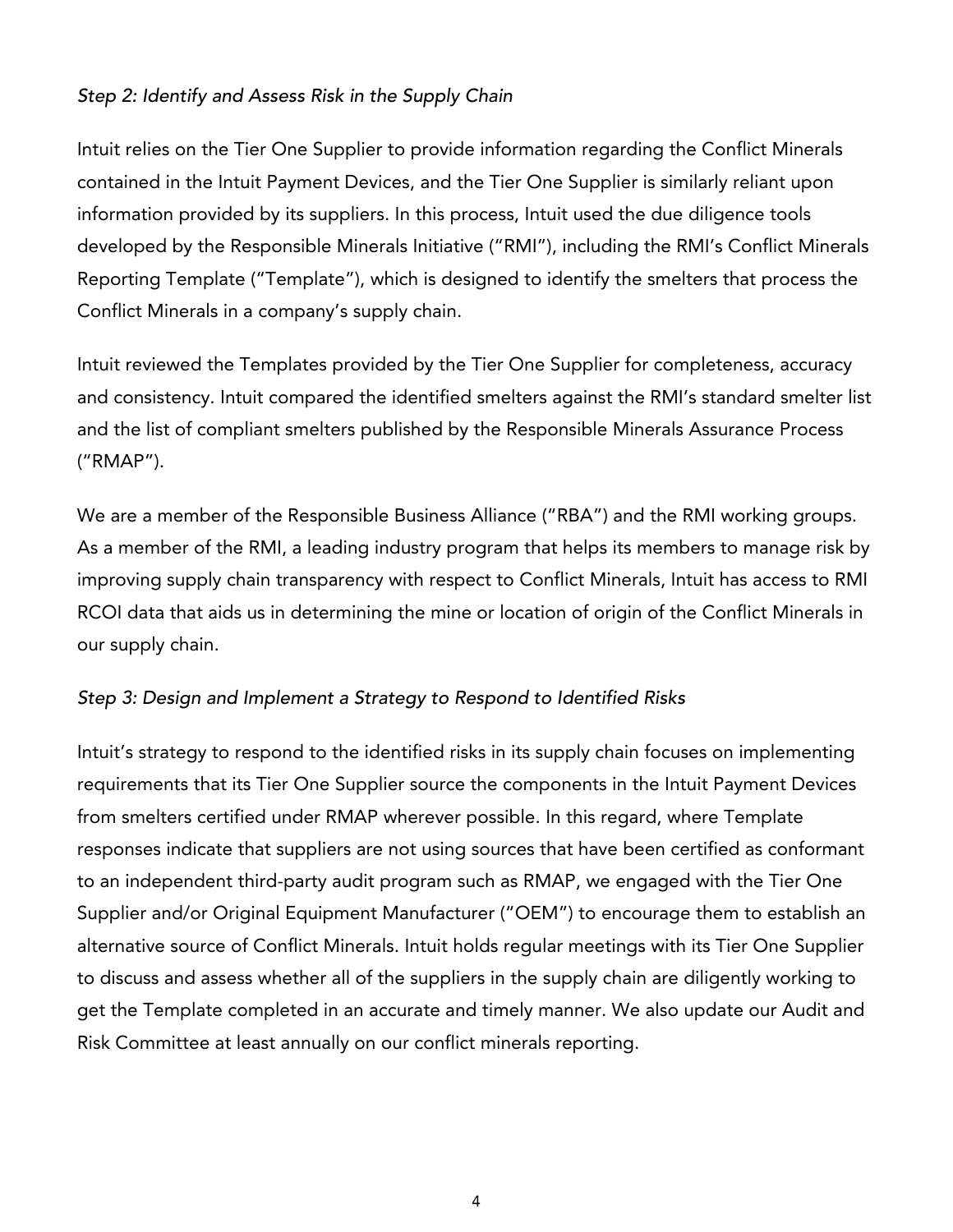*Step 2: Identify and Assess Risk in the Supply Chain*

Intuit relies on the Tier One Supplier to provide information regarding the Conflict Minerals contained in the Intuit Payment Devices, and the Tier One Supplier is similarly reliant upon information provided by its suppliers. In this process, Intuit used the due diligence tools developed by the Responsible Minerals Initiative ("RMI"), including the RMI's Conflict Minerals Reporting Template ("Template"), which is designed to identify the smelters that process the Conflict Minerals in a company's supply chain.

Intuit reviewed the Templates provided by the Tier One Supplier for completeness, accuracy and consistency. Intuit compared the identified smelters against the RMI's standard smelter list and the list of compliant smelters published by the Responsible Minerals Assurance Process ("RMAP").

We are a member of the Responsible Business Alliance ("RBA") and the RMI working groups. As a member of the RMI, a leading industry program that helps its members to manage risk by improving supply chain transparency with respect to Conflict Minerals, Intuit has access to RMI RCOI data that aids us in determining the mine or location of origin of the Conflict Minerals in our supply chain.

*Step 3: Design and Implement a Strategy to Respond to Identified Risks*

Intuit's strategy to respond to the identified risks in its supply chain focuses on implementing requirements that its Tier One Supplier source the components in the Intuit Payment Devices from smelters certified under RMAP wherever possible. In this regard, where Template responses indicate that suppliers are not using sources that have been certified as conformant to an independent third-party audit program such as RMAP, we engaged with the Tier One Supplier and/or Original Equipment Manufacturer ("OEM") to encourage them to establish an alternative source of Conflict Minerals. Intuit holds regular meetings with its Tier One Supplier to discuss and assess whether all of the suppliers in the supply chain are diligently working to get the Template completed in an accurate and timely manner. We also update our Audit and Risk Committee at least annually on our conflict minerals reporting.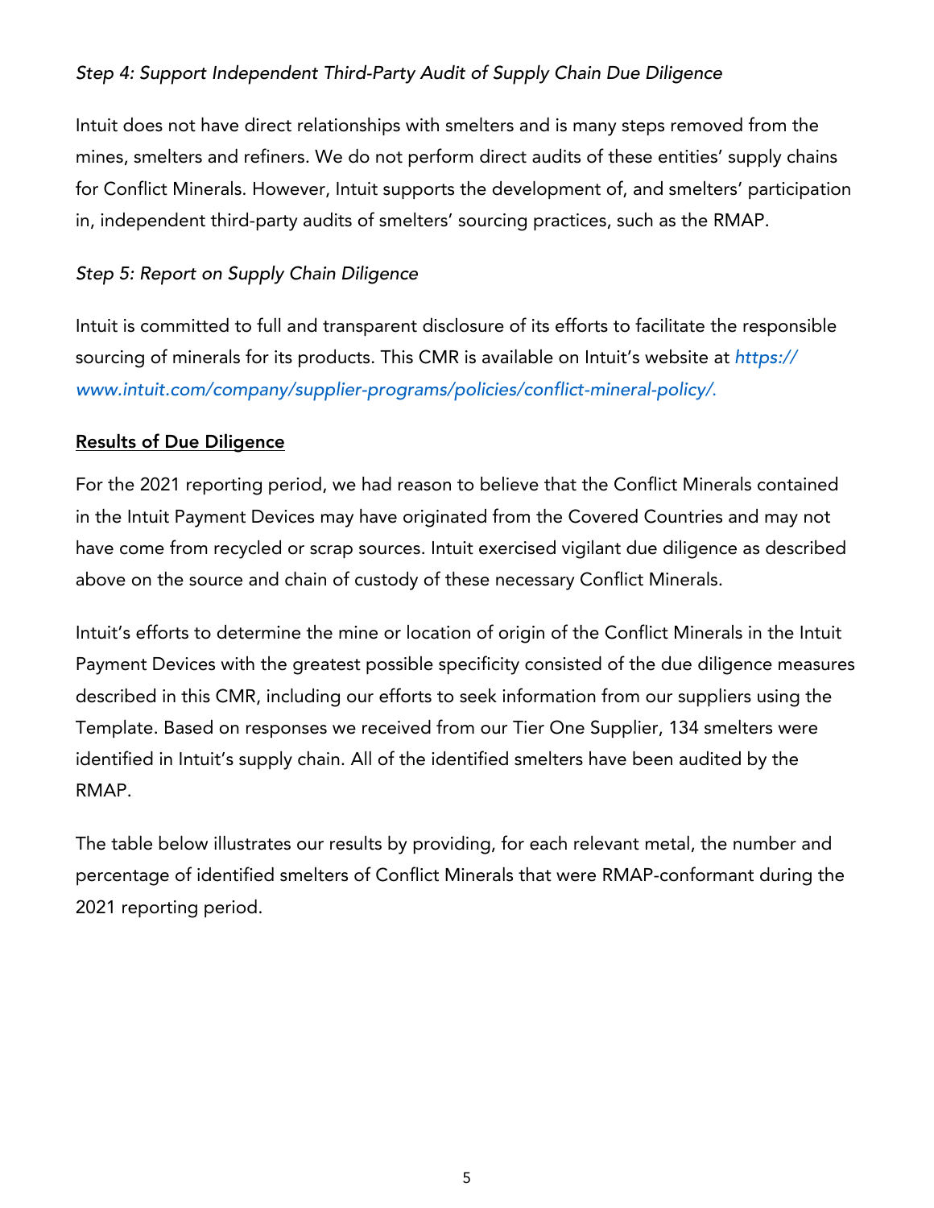*Step 4: Support Independent Third-Party Audit of Supply Chain Due Diligence*

Intuit does not have direct relationships with smelters and is many steps removed from the mines, smelters and refiners. We do not perform direct audits of these entities' supply chains for Conflict Minerals. However, Intuit supports the development of, and smelters' participation in, independent third-party audits of smelters' sourcing practices, such as the RMAP.

*Step 5: Report on Supply Chain Diligence*

Intuit is committed to full and transparent disclosure of its efforts to facilitate the responsible sourcing of minerals for its products. This CMR is available on Intuit's website at *https://www.intuit.com/company/supplier-programs/policies/conflict-mineral-policy/*.

## Results of Due Diligence

For the 2021 reporting period, we had reason to believe that the Conflict Minerals contained in the Intuit Payment Devices may have originated from the Covered Countries and may not have come from recycled or scrap sources. Intuit exercised vigilant due diligence as described above on the source and chain of custody of these necessary Conflict Minerals.

Intuit's efforts to determine the mine or location of origin of the Conflict Minerals in the Intuit Payment Devices with the greatest possible specificity consisted of the due diligence measures described in this CMR, including our efforts to seek information from our suppliers using the Template. Based on responses we received from our Tier One Supplier, 134 smelters were identified in Intuit's supply chain. All of the identified smelters have been audited by the RMAP.

The table below illustrates our results by providing, for each relevant metal, the number and percentage of identified smelters of Conflict Minerals that were RMAP-conformant during the 2021 reporting period.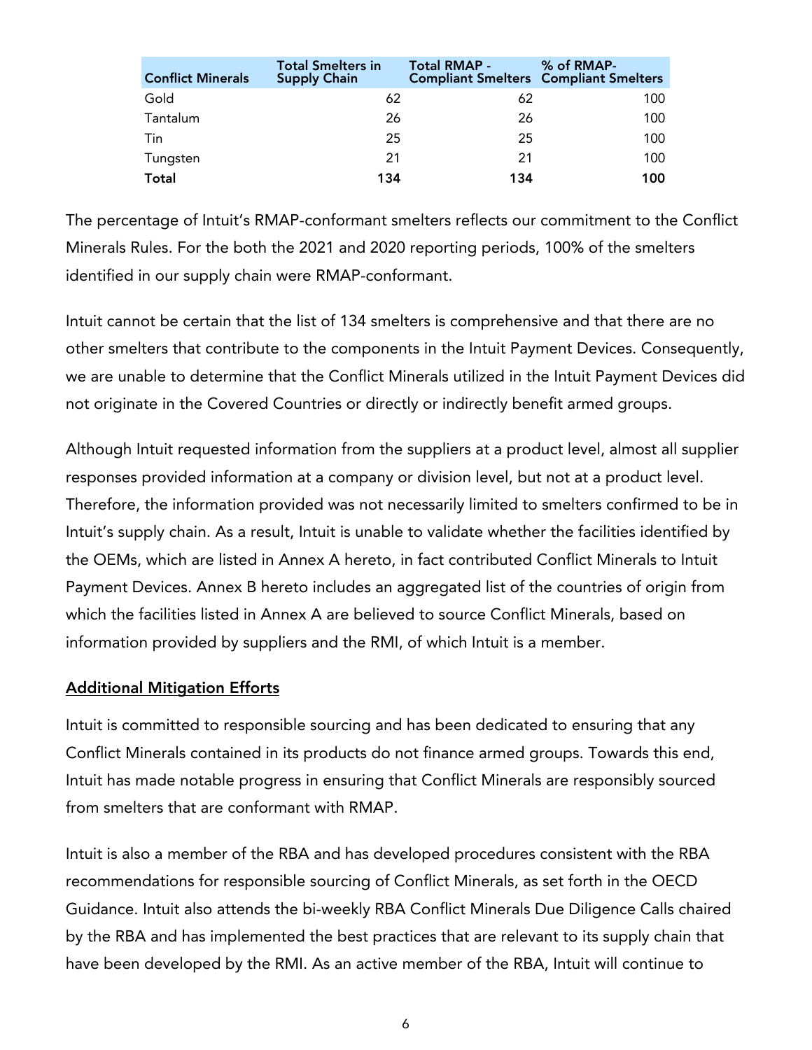| Conflict Minerals | Total Smelters in Supply Chain | Total RMAP - Compliant Smelters | % of RMAP- Compliant Smelters |
|---|---|---|---|
| Gold | 62 | 62 | 100 |
| Tantalum | 26 | 26 | 100 |
| Tin | 25 | 25 | 100 |
| Tungsten | 21 | 21 | 100 |
| **Total** | **134** | **134** | **100** |

The percentage of Intuit's RMAP-conformant smelters reflects our commitment to the Conflict Minerals Rules. For the both the 2021 and 2020 reporting periods, 100% of the smelters identified in our supply chain were RMAP-conformant.

Intuit cannot be certain that the list of 134 smelters is comprehensive and that there are no other smelters that contribute to the components in the Intuit Payment Devices. Consequently, we are unable to determine that the Conflict Minerals utilized in the Intuit Payment Devices did not originate in the Covered Countries or directly or indirectly benefit armed groups.

Although Intuit requested information from the suppliers at a product level, almost all supplier responses provided information at a company or division level, but not at a product level. Therefore, the information provided was not necessarily limited to smelters confirmed to be in Intuit's supply chain. As a result, Intuit is unable to validate whether the facilities identified by the OEMs, which are listed in Annex A hereto, in fact contributed Conflict Minerals to Intuit Payment Devices. Annex B hereto includes an aggregated list of the countries of origin from which the facilities listed in Annex A are believed to source Conflict Minerals, based on information provided by suppliers and the RMI, of which Intuit is a member.

## Additional Mitigation Efforts

Intuit is committed to responsible sourcing and has been dedicated to ensuring that any Conflict Minerals contained in its products do not finance armed groups. Towards this end, Intuit has made notable progress in ensuring that Conflict Minerals are responsibly sourced from smelters that are conformant with RMAP.

Intuit is also a member of the RBA and has developed procedures consistent with the RBA recommendations for responsible sourcing of Conflict Minerals, as set forth in the OECD Guidance. Intuit also attends the bi-weekly RBA Conflict Minerals Due Diligence Calls chaired by the RBA and has implemented the best practices that are relevant to its supply chain that have been developed by the RMI. As an active member of the RBA, Intuit will continue to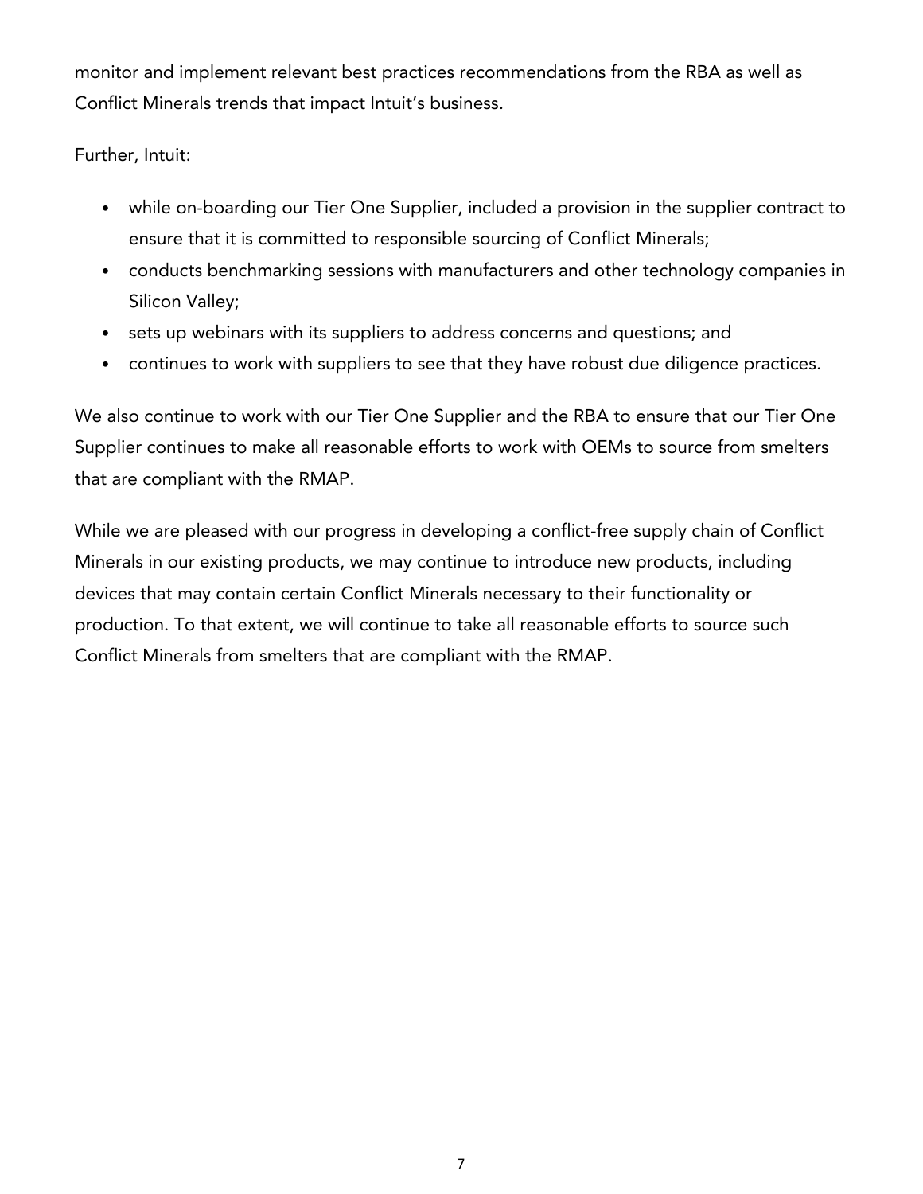monitor and implement relevant best practices recommendations from the RBA as well as Conflict Minerals trends that impact Intuit's business.

Further, Intuit:

- while on-boarding our Tier One Supplier, included a provision in the supplier contract to ensure that it is committed to responsible sourcing of Conflict Minerals;
- conducts benchmarking sessions with manufacturers and other technology companies in Silicon Valley;
- sets up webinars with its suppliers to address concerns and questions; and
- continues to work with suppliers to see that they have robust due diligence practices.

We also continue to work with our Tier One Supplier and the RBA to ensure that our Tier One Supplier continues to make all reasonable efforts to work with OEMs to source from smelters that are compliant with the RMAP.

While we are pleased with our progress in developing a conflict-free supply chain of Conflict Minerals in our existing products, we may continue to introduce new products, including devices that may contain certain Conflict Minerals necessary to their functionality or production. To that extent, we will continue to take all reasonable efforts to source such Conflict Minerals from smelters that are compliant with the RMAP.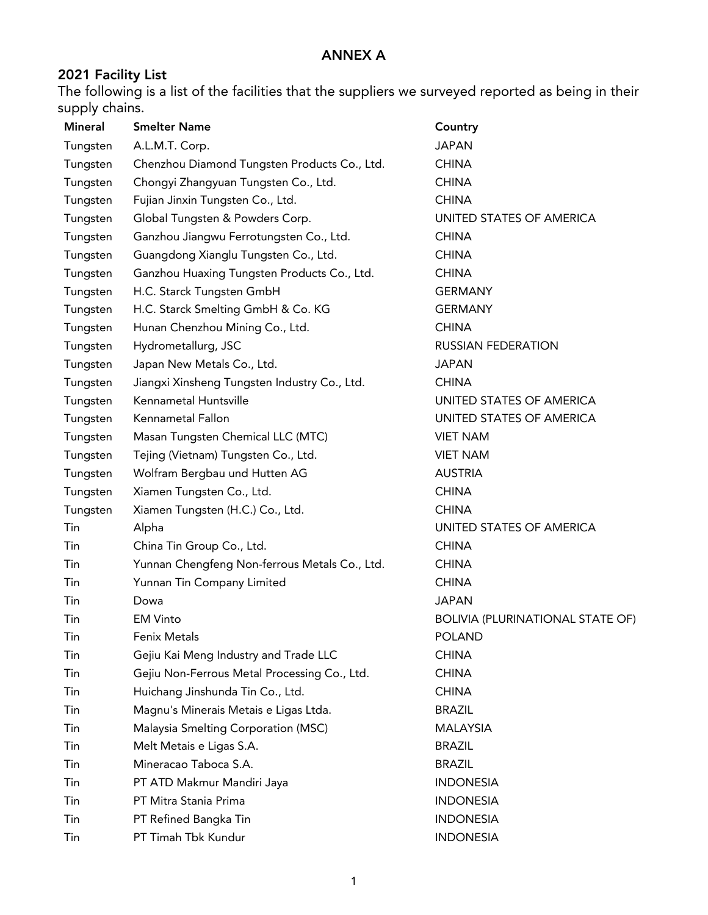# ANNEX A

## 2021 Facility List

The following is a list of the facilities that the suppliers we surveyed reported as being in their supply chains.

| Mineral | Smelter Name | Country |
|---|---|---|
| Tungsten | A.L.M.T. Corp. | JAPAN |
| Tungsten | Chenzhou Diamond Tungsten Products Co., Ltd. | CHINA |
| Tungsten | Chongyi Zhangyuan Tungsten Co., Ltd. | CHINA |
| Tungsten | Fujian Jinxin Tungsten Co., Ltd. | CHINA |
| Tungsten | Global Tungsten & Powders Corp. | UNITED STATES OF AMERICA |
| Tungsten | Ganzhou Jiangwu Ferrotungsten Co., Ltd. | CHINA |
| Tungsten | Guangdong Xianglu Tungsten Co., Ltd. | CHINA |
| Tungsten | Ganzhou Huaxing Tungsten Products Co., Ltd. | CHINA |
| Tungsten | H.C. Starck Tungsten GmbH | GERMANY |
| Tungsten | H.C. Starck Smelting GmbH & Co. KG | GERMANY |
| Tungsten | Hunan Chenzhou Mining Co., Ltd. | CHINA |
| Tungsten | Hydrometallurg, JSC | RUSSIAN FEDERATION |
| Tungsten | Japan New Metals Co., Ltd. | JAPAN |
| Tungsten | Jiangxi Xinsheng Tungsten Industry Co., Ltd. | CHINA |
| Tungsten | Kennametal Huntsville | UNITED STATES OF AMERICA |
| Tungsten | Kennametal Fallon | UNITED STATES OF AMERICA |
| Tungsten | Masan Tungsten Chemical LLC (MTC) | VIET NAM |
| Tungsten | Tejing (Vietnam) Tungsten Co., Ltd. | VIET NAM |
| Tungsten | Wolfram Bergbau und Hutten AG | AUSTRIA |
| Tungsten | Xiamen Tungsten Co., Ltd. | CHINA |
| Tungsten | Xiamen Tungsten (H.C.) Co., Ltd. | CHINA |
| Tin | Alpha | UNITED STATES OF AMERICA |
| Tin | China Tin Group Co., Ltd. | CHINA |
| Tin | Yunnan Chengfeng Non-ferrous Metals Co., Ltd. | CHINA |
| Tin | Yunnan Tin Company Limited | CHINA |
| Tin | Dowa | JAPAN |
| Tin | EM Vinto | BOLIVIA (PLURINATIONAL STATE OF) |
| Tin | Fenix Metals | POLAND |
| Tin | Gejiu Kai Meng Industry and Trade LLC | CHINA |
| Tin | Gejiu Non-Ferrous Metal Processing Co., Ltd. | CHINA |
| Tin | Huichang Jinshunda Tin Co., Ltd. | CHINA |
| Tin | Magnu's Minerais Metais e Ligas Ltda. | BRAZIL |
| Tin | Malaysia Smelting Corporation (MSC) | MALAYSIA |
| Tin | Melt Metais e Ligas S.A. | BRAZIL |
| Tin | Mineracao Taboca S.A. | BRAZIL |
| Tin | PT ATD Makmur Mandiri Jaya | INDONESIA |
| Tin | PT Mitra Stania Prima | INDONESIA |
| Tin | PT Refined Bangka Tin | INDONESIA |
| Tin | PT Timah Tbk Kundur | INDONESIA |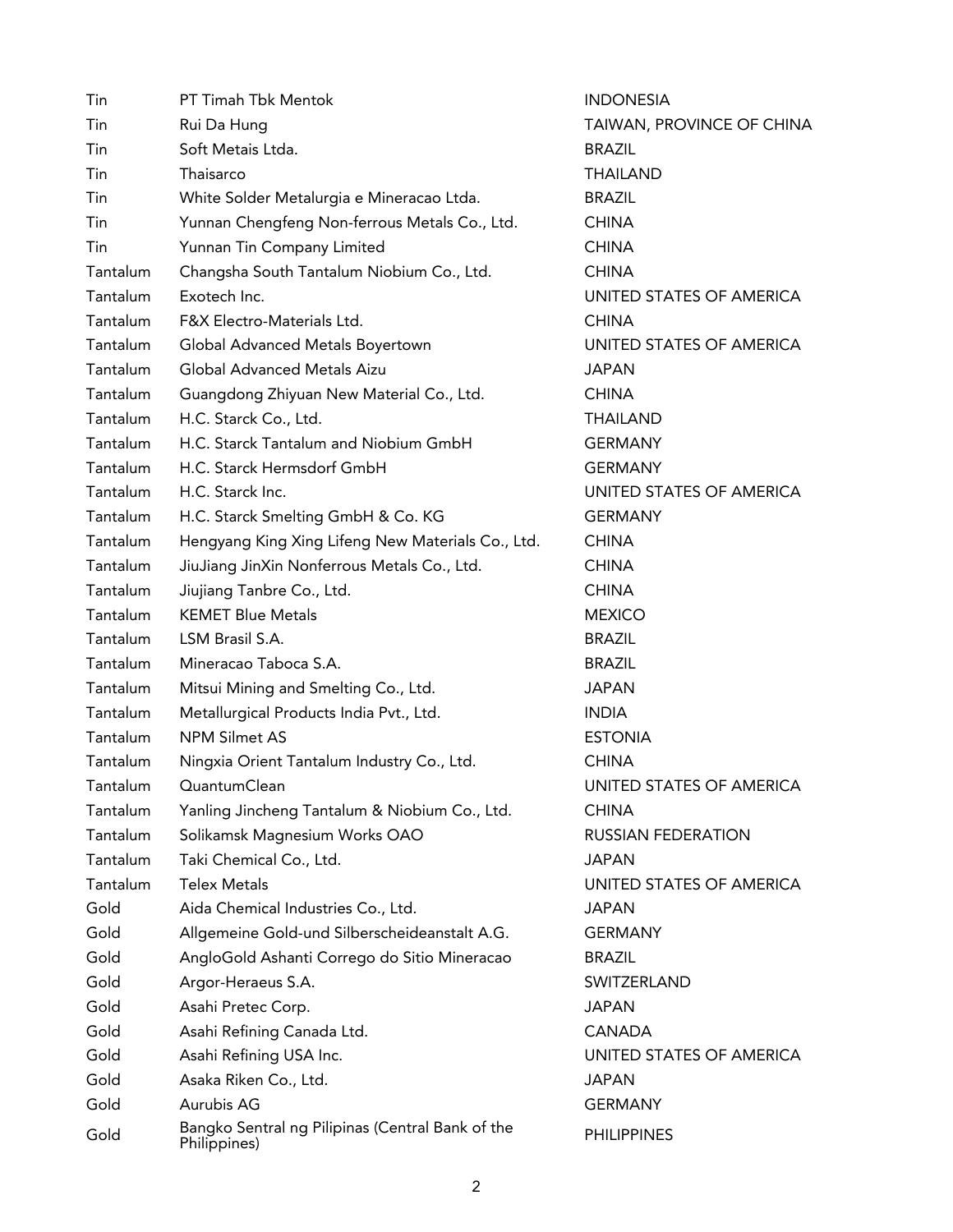| | | |
|---|---|---|
| Tin | PT Timah Tbk Mentok | INDONESIA |
| Tin | Rui Da Hung | TAIWAN, PROVINCE OF CHINA |
| Tin | Soft Metais Ltda. | BRAZIL |
| Tin | Thaisarco | THAILAND |
| Tin | White Solder Metalurgia e Mineracao Ltda. | BRAZIL |
| Tin | Yunnan Chengfeng Non-ferrous Metals Co., Ltd. | CHINA |
| Tin | Yunnan Tin Company Limited | CHINA |
| Tantalum | Changsha South Tantalum Niobium Co., Ltd. | CHINA |
| Tantalum | Exotech Inc. | UNITED STATES OF AMERICA |
| Tantalum | F&X Electro-Materials Ltd. | CHINA |
| Tantalum | Global Advanced Metals Boyertown | UNITED STATES OF AMERICA |
| Tantalum | Global Advanced Metals Aizu | JAPAN |
| Tantalum | Guangdong Zhiyuan New Material Co., Ltd. | CHINA |
| Tantalum | H.C. Starck Co., Ltd. | THAILAND |
| Tantalum | H.C. Starck Tantalum and Niobium GmbH | GERMANY |
| Tantalum | H.C. Starck Hermsdorf GmbH | GERMANY |
| Tantalum | H.C. Starck Inc. | UNITED STATES OF AMERICA |
| Tantalum | H.C. Starck Smelting GmbH & Co. KG | GERMANY |
| Tantalum | Hengyang King Xing Lifeng New Materials Co., Ltd. | CHINA |
| Tantalum | JiuJiang JinXin Nonferrous Metals Co., Ltd. | CHINA |
| Tantalum | Jiujiang Tanbre Co., Ltd. | CHINA |
| Tantalum | KEMET Blue Metals | MEXICO |
| Tantalum | LSM Brasil S.A. | BRAZIL |
| Tantalum | Mineracao Taboca S.A. | BRAZIL |
| Tantalum | Mitsui Mining and Smelting Co., Ltd. | JAPAN |
| Tantalum | Metallurgical Products India Pvt., Ltd. | INDIA |
| Tantalum | NPM Silmet AS | ESTONIA |
| Tantalum | Ningxia Orient Tantalum Industry Co., Ltd. | CHINA |
| Tantalum | QuantumClean | UNITED STATES OF AMERICA |
| Tantalum | Yanling Jincheng Tantalum & Niobium Co., Ltd. | CHINA |
| Tantalum | Solikamsk Magnesium Works OAO | RUSSIAN FEDERATION |
| Tantalum | Taki Chemical Co., Ltd. | JAPAN |
| Tantalum | Telex Metals | UNITED STATES OF AMERICA |
| Gold | Aida Chemical Industries Co., Ltd. | JAPAN |
| Gold | Allgemeine Gold-und Silberscheideanstalt A.G. | GERMANY |
| Gold | AngloGold Ashanti Corrego do Sitio Mineracao | BRAZIL |
| Gold | Argor-Heraeus S.A. | SWITZERLAND |
| Gold | Asahi Pretec Corp. | JAPAN |
| Gold | Asahi Refining Canada Ltd. | CANADA |
| Gold | Asahi Refining USA Inc. | UNITED STATES OF AMERICA |
| Gold | Asaka Riken Co., Ltd. | JAPAN |
| Gold | Aurubis AG | GERMANY |
| Gold | Bangko Sentral ng Pilipinas (Central Bank of the Philippines) | PHILIPPINES |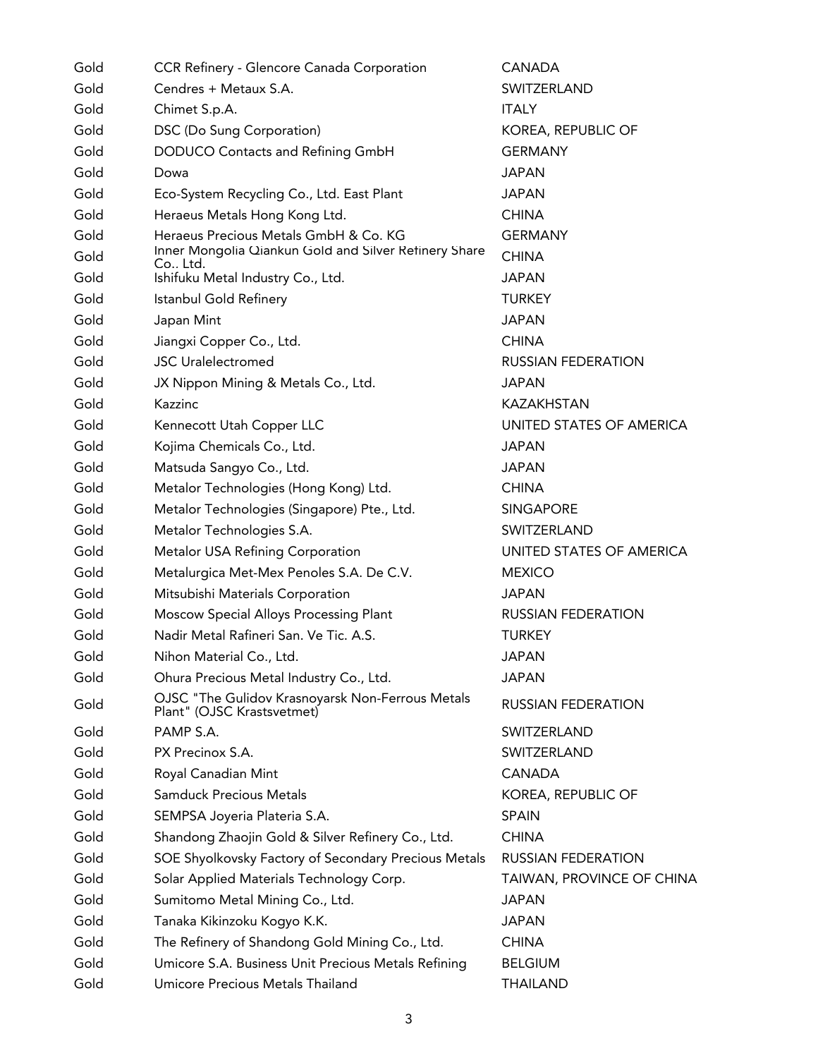| | | |
|---|---|---|
| Gold | CCR Refinery - Glencore Canada Corporation | CANADA |
| Gold | Cendres + Metaux S.A. | SWITZERLAND |
| Gold | Chimet S.p.A. | ITALY |
| Gold | DSC (Do Sung Corporation) | KOREA, REPUBLIC OF |
| Gold | DODUCO Contacts and Refining GmbH | GERMANY |
| Gold | Dowa | JAPAN |
| Gold | Eco-System Recycling Co., Ltd. East Plant | JAPAN |
| Gold | Heraeus Metals Hong Kong Ltd. | CHINA |
| Gold | Heraeus Precious Metals GmbH & Co. KG | GERMANY |
| Gold | Inner Mongolia Qiankun Gold and Silver Refinery Share Co.. Ltd. | CHINA |
| Gold | Ishifuku Metal Industry Co., Ltd. | JAPAN |
| Gold | Istanbul Gold Refinery | TURKEY |
| Gold | Japan Mint | JAPAN |
| Gold | Jiangxi Copper Co., Ltd. | CHINA |
| Gold | JSC Uralelectromed | RUSSIAN FEDERATION |
| Gold | JX Nippon Mining & Metals Co., Ltd. | JAPAN |
| Gold | Kazzinc | KAZAKHSTAN |
| Gold | Kennecott Utah Copper LLC | UNITED STATES OF AMERICA |
| Gold | Kojima Chemicals Co., Ltd. | JAPAN |
| Gold | Matsuda Sangyo Co., Ltd. | JAPAN |
| Gold | Metalor Technologies (Hong Kong) Ltd. | CHINA |
| Gold | Metalor Technologies (Singapore) Pte., Ltd. | SINGAPORE |
| Gold | Metalor Technologies S.A. | SWITZERLAND |
| Gold | Metalor USA Refining Corporation | UNITED STATES OF AMERICA |
| Gold | Metalurgica Met-Mex Penoles S.A. De C.V. | MEXICO |
| Gold | Mitsubishi Materials Corporation | JAPAN |
| Gold | Moscow Special Alloys Processing Plant | RUSSIAN FEDERATION |
| Gold | Nadir Metal Rafineri San. Ve Tic. A.S. | TURKEY |
| Gold | Nihon Material Co., Ltd. | JAPAN |
| Gold | Ohura Precious Metal Industry Co., Ltd. | JAPAN |
| Gold | OJSC "The Gulidov Krasnoyarsk Non-Ferrous Metals Plant" (OJSC Krastsvetmet) | RUSSIAN FEDERATION |
| Gold | PAMP S.A. | SWITZERLAND |
| Gold | PX Precinox S.A. | SWITZERLAND |
| Gold | Royal Canadian Mint | CANADA |
| Gold | Samduck Precious Metals | KOREA, REPUBLIC OF |
| Gold | SEMPSA Joyeria Plateria S.A. | SPAIN |
| Gold | Shandong Zhaojin Gold & Silver Refinery Co., Ltd. | CHINA |
| Gold | SOE Shyolkovsky Factory of Secondary Precious Metals | RUSSIAN FEDERATION |
| Gold | Solar Applied Materials Technology Corp. | TAIWAN, PROVINCE OF CHINA |
| Gold | Sumitomo Metal Mining Co., Ltd. | JAPAN |
| Gold | Tanaka Kikinzoku Kogyo K.K. | JAPAN |
| Gold | The Refinery of Shandong Gold Mining Co., Ltd. | CHINA |
| Gold | Umicore S.A. Business Unit Precious Metals Refining | BELGIUM |
| Gold | Umicore Precious Metals Thailand | THAILAND |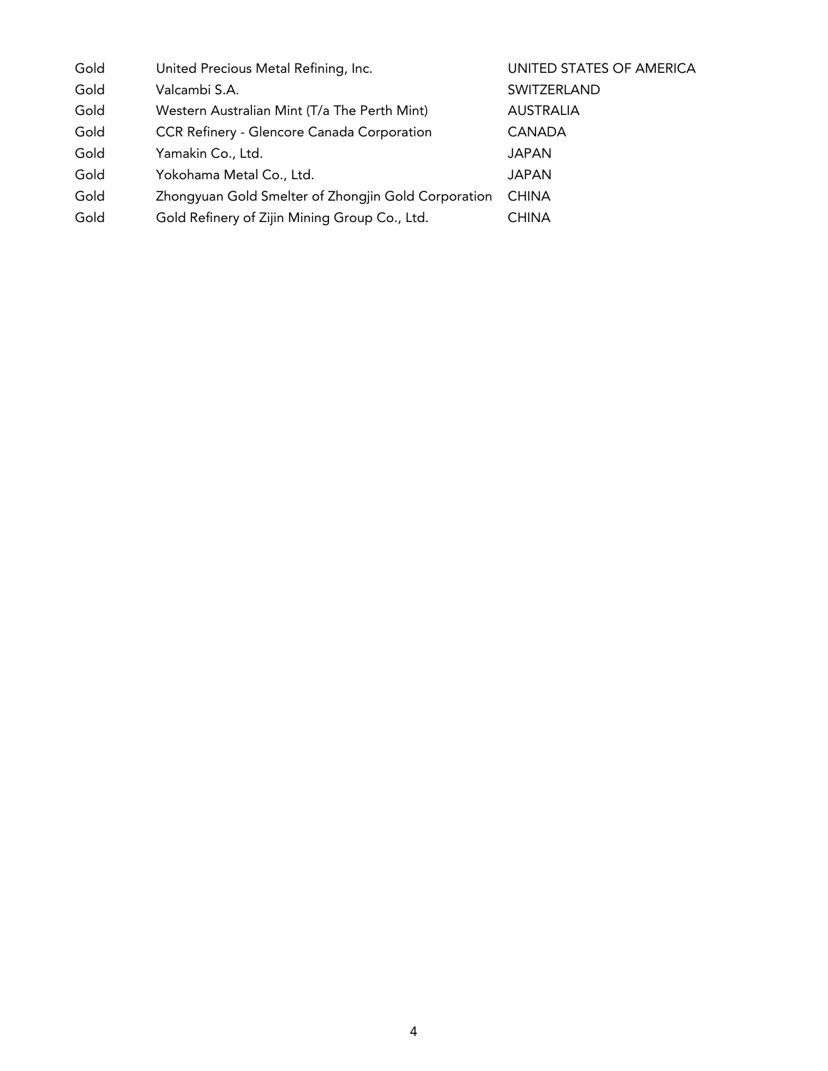| | | |
|---|---|---|
| Gold | United Precious Metal Refining, Inc. | UNITED STATES OF AMERICA |
| Gold | Valcambi S.A. | SWITZERLAND |
| Gold | Western Australian Mint (T/a The Perth Mint) | AUSTRALIA |
| Gold | CCR Refinery - Glencore Canada Corporation | CANADA |
| Gold | Yamakin Co., Ltd. | JAPAN |
| Gold | Yokohama Metal Co., Ltd. | JAPAN |
| Gold | Zhongyuan Gold Smelter of Zhongjin Gold Corporation | CHINA |
| Gold | Gold Refinery of Zijin Mining Group Co., Ltd. | CHINA |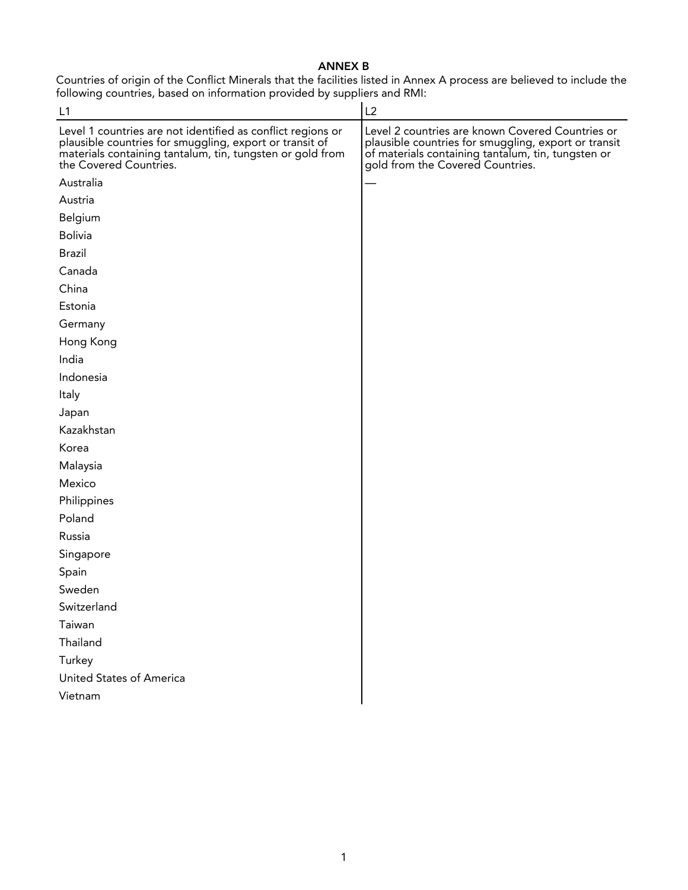**ANNEX B**

Countries of origin of the Conflict Minerals that the facilities listed in Annex A process are believed to include the following countries, based on information provided by suppliers and RMI:

| L1 | L2 |
|---|---|
| Level 1 countries are not identified as conflict regions or plausible countries for smuggling, export or transit of materials containing tantalum, tin, tungsten or gold from the Covered Countries. | Level 2 countries are known Covered Countries or plausible countries for smuggling, export or transit of materials containing tantalum, tin, tungsten or gold from the Covered Countries. |
| Australia | — |
| Austria | |
| Belgium | |
| Bolivia | |
| Brazil | |
| Canada | |
| China | |
| Estonia | |
| Germany | |
| Hong Kong | |
| India | |
| Indonesia | |
| Italy | |
| Japan | |
| Kazakhstan | |
| Korea | |
| Malaysia | |
| Mexico | |
| Philippines | |
| Poland | |
| Russia | |
| Singapore | |
| Spain | |
| Sweden | |
| Switzerland | |
| Taiwan | |
| Thailand | |
| Turkey | |
| United States of America | |
| Vietnam | |